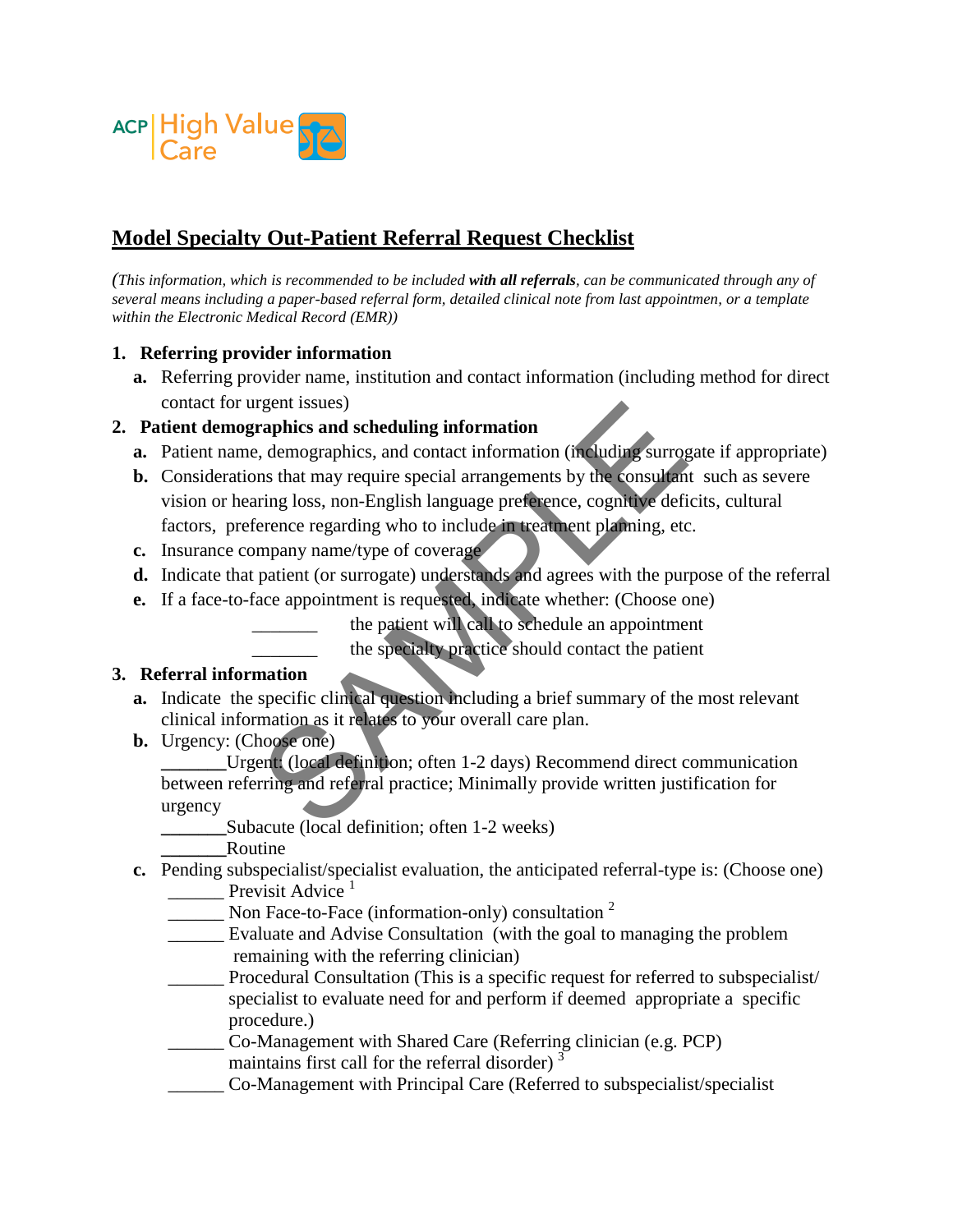ACP | High Value Care

# Model Specialty Out-Patient Referral Request Checklist

*(This information, which is recommended to be included* ***with all referrals****, can be communicated through any of several means including a paper-based referral form, detailed clinical note from last appointmen, or a template within the Electronic Medical Record (EMR))*

1. **Referring provider information**
   a. Referring provider name, institution and contact information (including method for direct contact for urgent issues)
2. **Patient demographics and scheduling information**
   a. Patient name, demographics, and contact information (including surrogate if appropriate)
   b. Considerations that may require special arrangements by the consultant such as severe vision or hearing loss, non-English language preference, cognitive deficits, cultural factors, preference regarding who to include in treatment planning, etc.
   c. Insurance company name/type of coverage
   d. Indicate that patient (or surrogate) understands and agrees with the purpose of the referral
   e. If a face-to-face appointment is requested, indicate whether: (Choose one)
      _______ the patient will call to schedule an appointment
      _______ the specialty practice should contact the patient
3. **Referral information**
   a. Indicate the specific clinical question including a brief summary of the most relevant clinical information as it relates to your overall care plan.
   b. Urgency: (Choose one)
      _______Urgent: (local definition; often 1-2 days) Recommend direct communication between referring and referral practice; Minimally provide written justification for urgency
      _______Subacute (local definition; often 1-2 weeks)
      _______Routine
   c. Pending subspecialist/specialist evaluation, the anticipated referral-type is: (Choose one)
      ______ Previsit Advice [1]
      ______ Non Face-to-Face (information-only) consultation [2]
      ______ Evaluate and Advise Consultation (with the goal to managing the problem remaining with the referring clinician)
      ______ Procedural Consultation (This is a specific request for referred to subspecialist/ specialist to evaluate need for and perform if deemed appropriate a specific procedure.)
      ______ Co-Management with Shared Care (Referring clinician (e.g. PCP) maintains first call for the referral disorder) [3]
      ______ Co-Management with Principal Care (Referred to subspecialist/specialist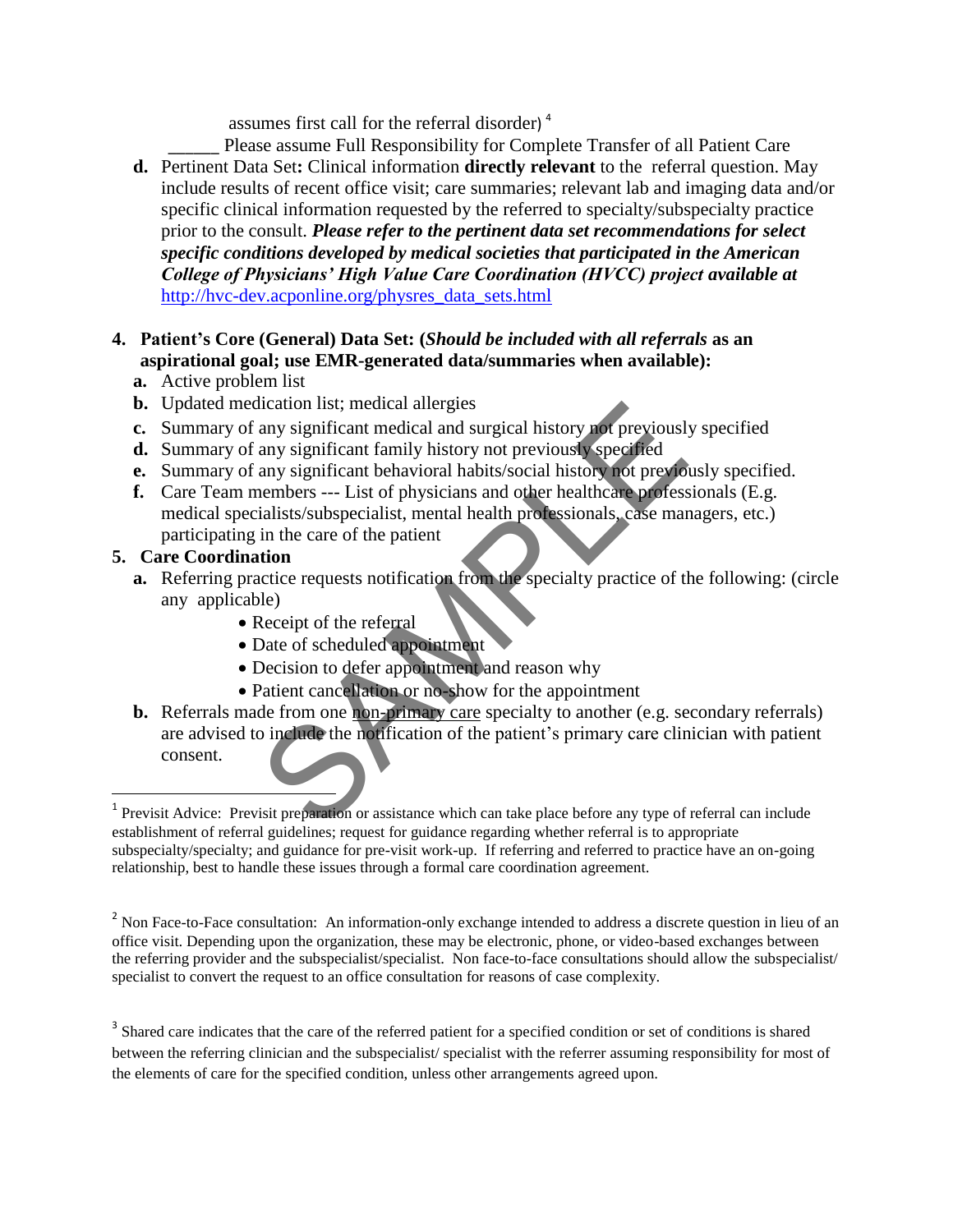assumes first call for the referral disorder) [4]

______ Please assume Full Responsibility for Complete Transfer of all Patient Care

**d.** Pertinent Data Set**:** Clinical information **directly relevant** to the referral question. May include results of recent office visit; care summaries; relevant lab and imaging data and/or specific clinical information requested by the referred to specialty/subspecialty practice prior to the consult. ***Please refer to the pertinent data set recommendations for select specific conditions developed by medical societies that participated in the American College of Physicians' High Value Care Coordination (HVCC) project available at*** http://hvc-dev.acponline.org/physres_data_sets.html

**4. Patient's Core (General) Data Set: (*Should be included with all referrals* as an aspirational goal; use EMR-generated data/summaries when available):**

- **a.** Active problem list
- **b.** Updated medication list; medical allergies
- **c.** Summary of any significant medical and surgical history not previously specified
- **d.** Summary of any significant family history not previously specified
- **e.** Summary of any significant behavioral habits/social history not previously specified.
- **f.** Care Team members --- List of physicians and other healthcare professionals (E.g. medical specialists/subspecialist, mental health professionals, case managers, etc.) participating in the care of the patient

**5. Care Coordination**

- **a.** Referring practice requests notification from the specialty practice of the following: (circle any applicable)
  - Receipt of the referral
  - Date of scheduled appointment
  - Decision to defer appointment and reason why
  - Patient cancellation or no-show for the appointment
- **b.** Referrals made from one non-primary care specialty to another (e.g. secondary referrals) are advised to include the notification of the patient's primary care clinician with patient consent.

---

[1] Previsit Advice: Previsit preparation or assistance which can take place before any type of referral can include establishment of referral guidelines; request for guidance regarding whether referral is to appropriate subspecialty/specialty; and guidance for pre-visit work-up. If referring and referred to practice have an on-going relationship, best to handle these issues through a formal care coordination agreement.

[2] Non Face-to-Face consultation: An information-only exchange intended to address a discrete question in lieu of an office visit. Depending upon the organization, these may be electronic, phone, or video-based exchanges between the referring provider and the subspecialist/specialist. Non face-to-face consultations should allow the subspecialist/ specialist to convert the request to an office consultation for reasons of case complexity.

[3] Shared care indicates that the care of the referred patient for a specified condition or set of conditions is shared between the referring clinician and the subspecialist/ specialist with the referrer assuming responsibility for most of the elements of care for the specified condition, unless other arrangements agreed upon.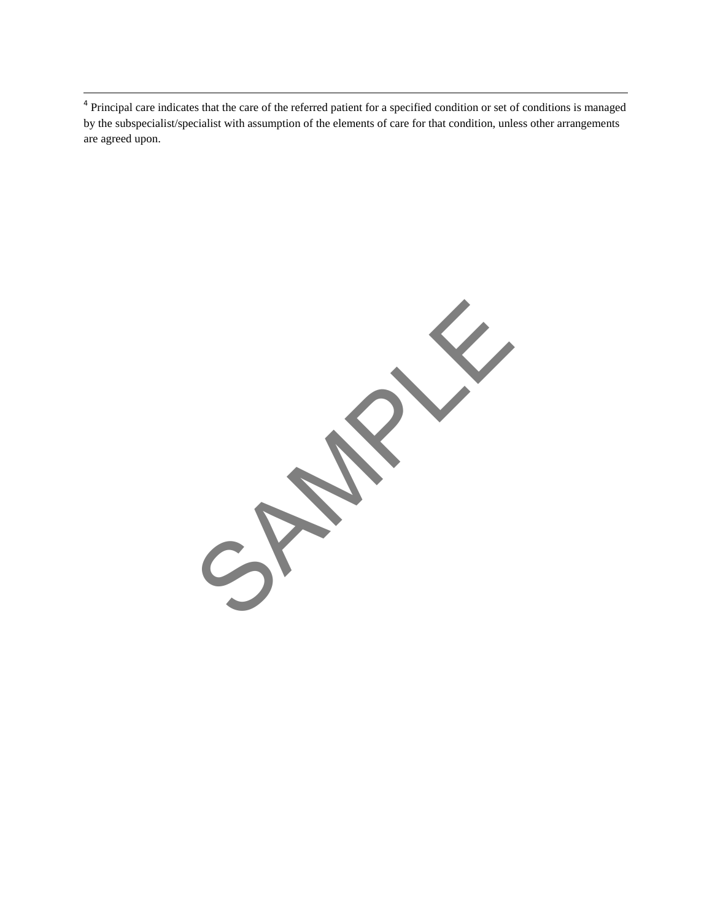[4] Principal care indicates that the care of the referred patient for a specified condition or set of conditions is managed by the subspecialist/specialist with assumption of the elements of care for that condition, unless other arrangements are agreed upon.